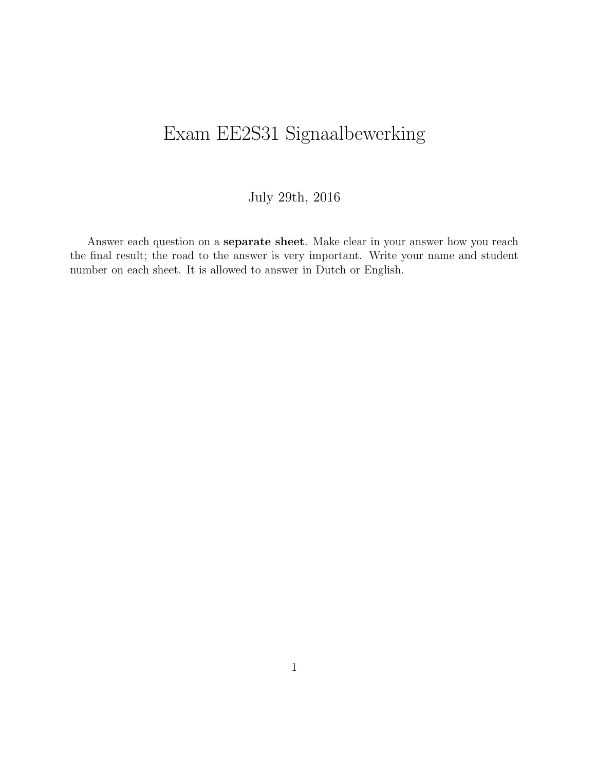# Exam EE2S31 Signaalbewerking

July 29th, 2016

Answer each question on a **separate sheet**. Make clear in your answer how you reach the final result; the road to the answer is very important. Write your name and student number on each sheet. It is allowed to answer in Dutch or English.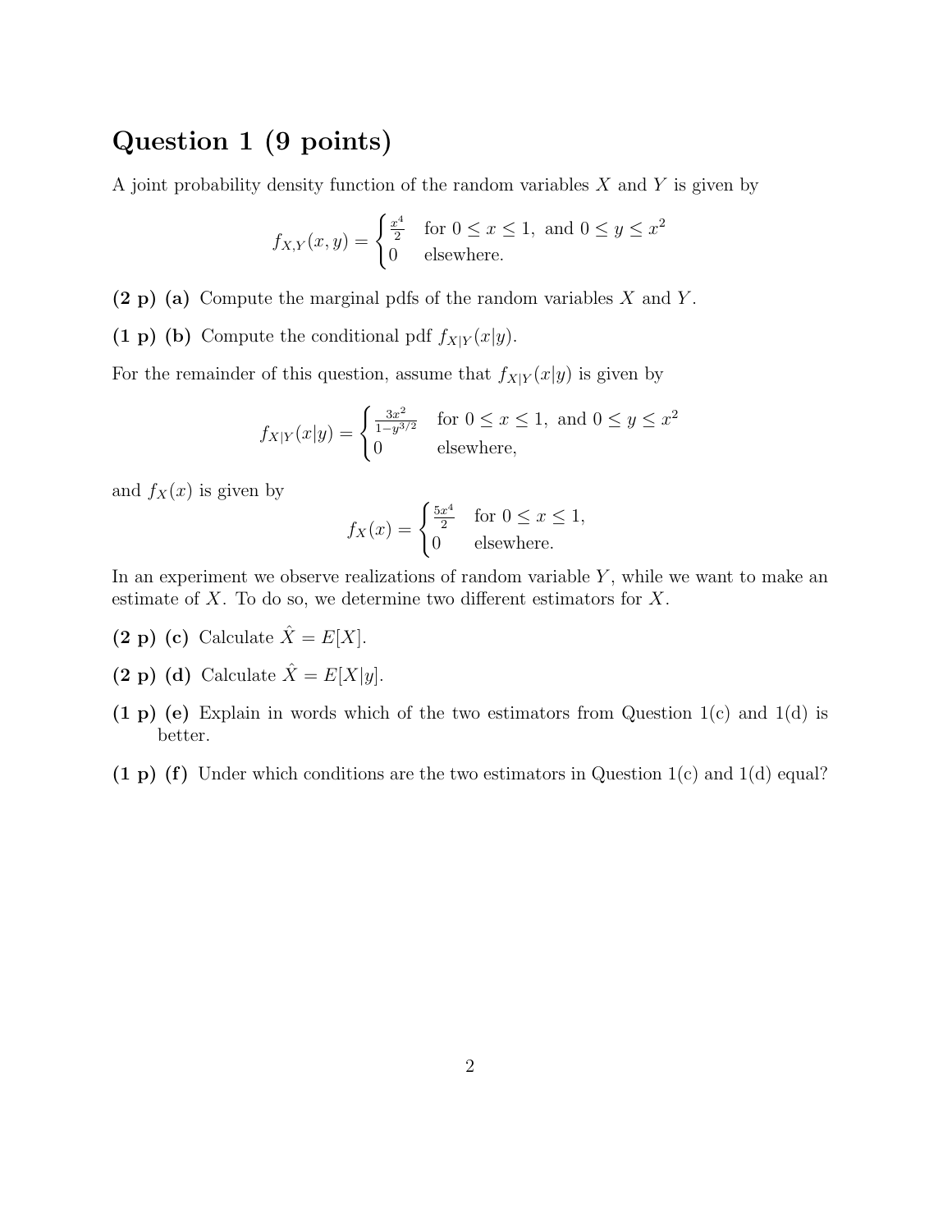## Question 1 (9 points)

A joint probability density function of the random variables $X$ and $Y$ is given by

$$f_{X,Y}(x,y) = \begin{cases} \frac{x^4}{2} & \text{for } 0 \le x \le 1, \text{ and } 0 \le y \le x^2 \\ 0 & \text{elsewhere.} \end{cases}$$

**(2 p) (a)** Compute the marginal pdfs of the random variables $X$ and $Y$.

**(1 p) (b)** Compute the conditional pdf $f_{X|Y}(x|y)$.

For the remainder of this question, assume that $f_{X|Y}(x|y)$ is given by

$$f_{X|Y}(x|y) = \begin{cases} \frac{3x^2}{1-y^{3/2}} & \text{for } 0 \le x \le 1, \text{ and } 0 \le y \le x^2 \\ 0 & \text{elsewhere,} \end{cases}$$

and $f_X(x)$ is given by

$$f_X(x) = \begin{cases} \frac{5x^4}{2} & \text{for } 0 \le x \le 1, \\ 0 & \text{elsewhere.} \end{cases}$$

In an experiment we observe realizations of random variable $Y$, while we want to make an estimate of $X$. To do so, we determine two different estimators for $X$.

**(2 p) (c)** Calculate $\hat{X} = E[X]$.

**(2 p) (d)** Calculate $\hat{X} = E[X|y]$.

**(1 p) (e)** Explain in words which of the two estimators from Question 1(c) and 1(d) is better.

**(1 p) (f)** Under which conditions are the two estimators in Question 1(c) and 1(d) equal?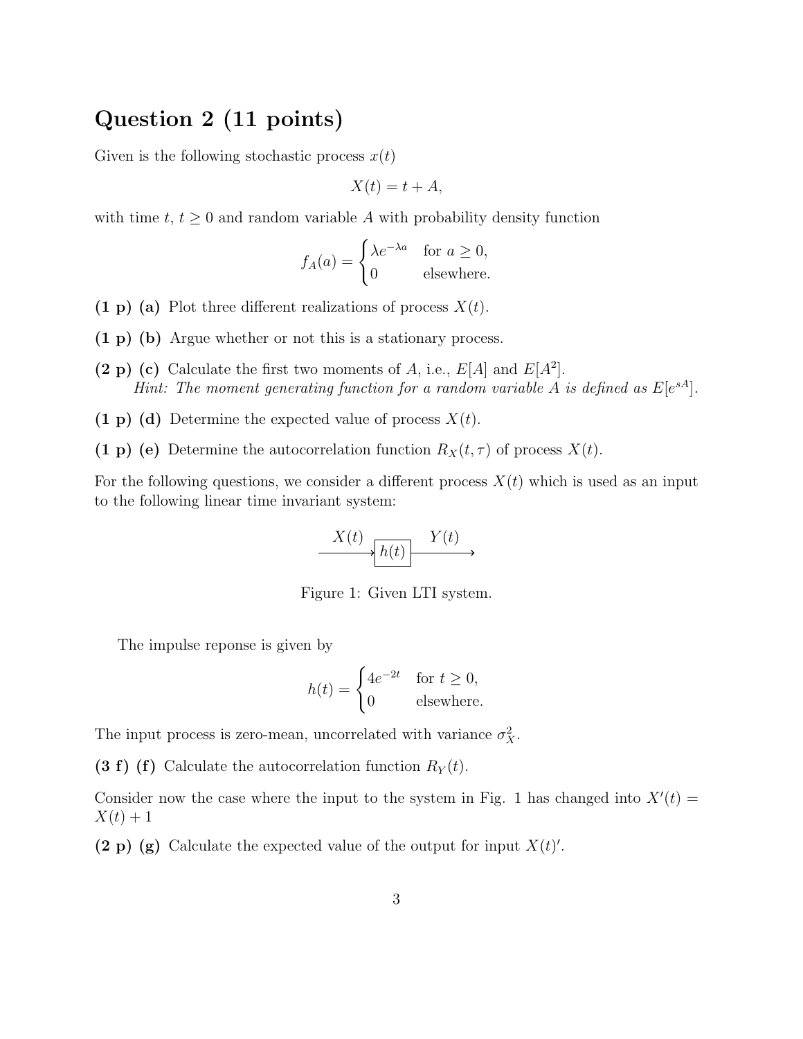# Question 2 (11 points)

Given is the following stochastic process $x(t)$

$$X(t) = t + A,$$

with time $t$, $t \geq 0$ and random variable $A$ with probability density function

$$f_A(a) = \begin{cases} \lambda e^{-\lambda a} & \text{for } a \geq 0, \\ 0 & \text{elsewhere.} \end{cases}$$

**(1 p) (a)** Plot three different realizations of process $X(t)$.

**(1 p) (b)** Argue whether or not this is a stationary process.

**(2 p) (c)** Calculate the first two moments of $A$, i.e., $E[A]$ and $E[A^2]$.
*Hint: The moment generating function for a random variable $A$ is defined as $E[e^{sA}]$.*

**(1 p) (d)** Determine the expected value of process $X(t)$.

**(1 p) (e)** Determine the autocorrelation function $R_X(t, \tau)$ of process $X(t)$.

For the following questions, we consider a different process $X(t)$ which is used as an input to the following linear time invariant system:

$$\xrightarrow{X(t)} \boxed{h(t)} \xrightarrow{Y(t)}$$

Figure 1: Given LTI system.

The impulse reponse is given by

$$h(t) = \begin{cases} 4e^{-2t} & \text{for } t \geq 0, \\ 0 & \text{elsewhere.} \end{cases}$$

The input process is zero-mean, uncorrelated with variance $\sigma_X^2$.

**(3 f) (f)** Calculate the autocorrelation function $R_Y(t)$.

Consider now the case where the input to the system in Fig. 1 has changed into $X'(t) = X(t) + 1$

**(2 p) (g)** Calculate the expected value of the output for input $X(t)'$.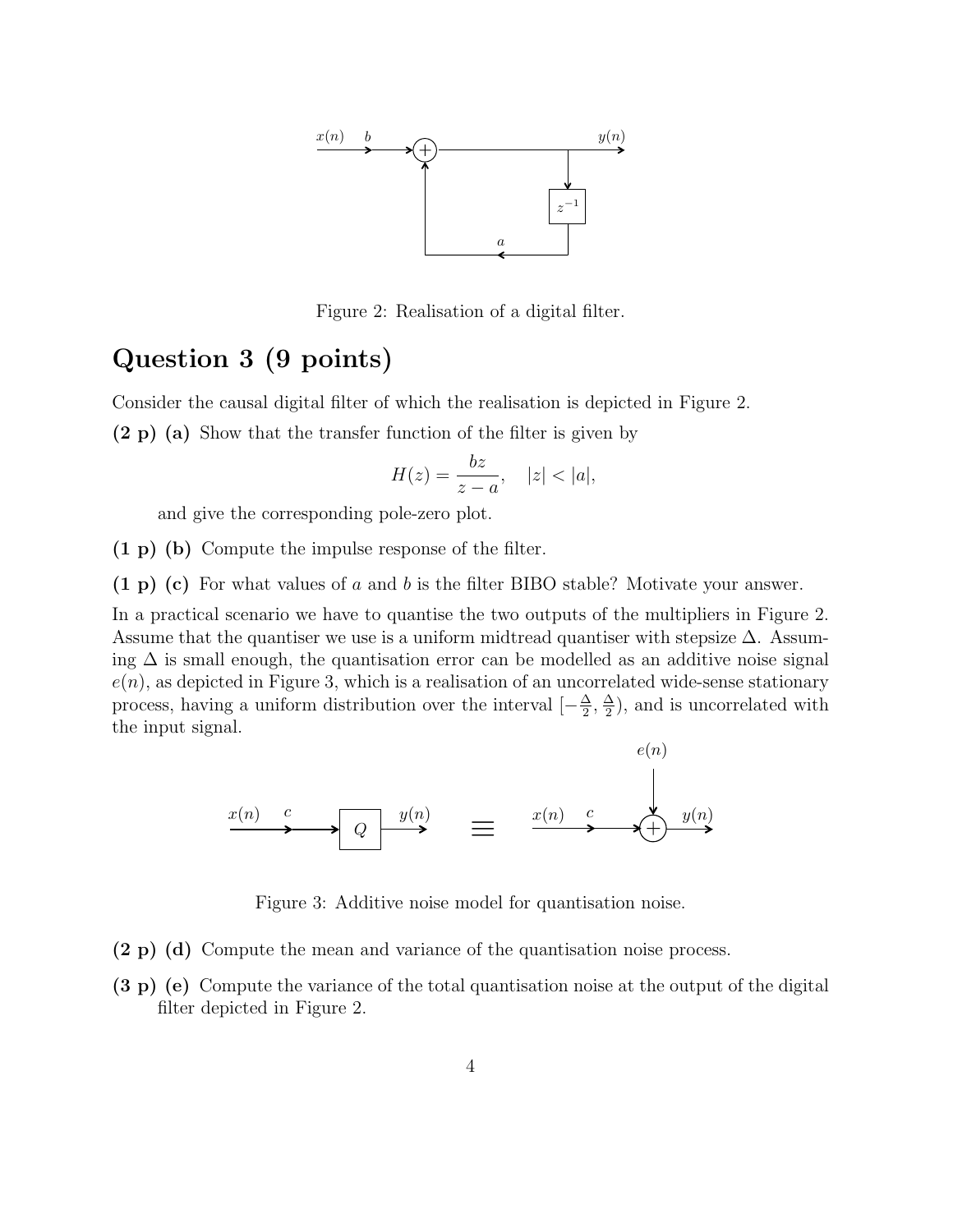Figure 2: Realisation of a digital filter.

# Question 3 (9 points)

Consider the causal digital filter of which the realisation is depicted in Figure 2.

**(2 p)** **(a)** Show that the transfer function of the filter is given by

$$H(z) = \frac{bz}{z-a}, \quad |z| < |a|,$$

and give the corresponding pole-zero plot.

**(1 p)** **(b)** Compute the impulse response of the filter.

**(1 p)** **(c)** For what values of $a$ and $b$ is the filter BIBO stable? Motivate your answer.

In a practical scenario we have to quantise the two outputs of the multipliers in Figure 2. Assume that the quantiser we use is a uniform midtread quantiser with stepsize $\Delta$. Assuming $\Delta$ is small enough, the quantisation error can be modelled as an additive noise signal $e(n)$, as depicted in Figure 3, which is a realisation of an uncorrelated wide-sense stationary process, having a uniform distribution over the interval $[-\frac{\Delta}{2}, \frac{\Delta}{2})$, and is uncorrelated with the input signal.

Figure 3: Additive noise model for quantisation noise.

**(2 p)** **(d)** Compute the mean and variance of the quantisation noise process.

**(3 p)** **(e)** Compute the variance of the total quantisation noise at the output of the digital filter depicted in Figure 2.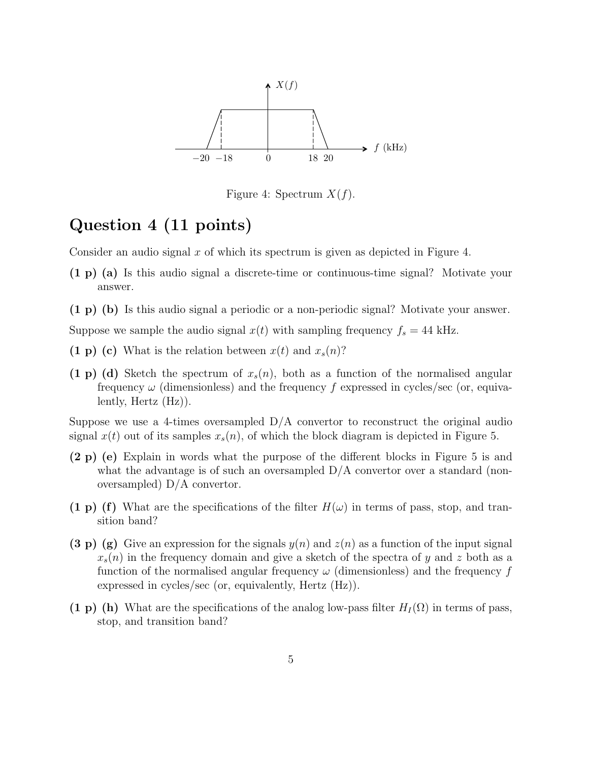Figure 4: Spectrum $X(f)$.

# Question 4 (11 points)

Consider an audio signal $x$ of which its spectrum is given as depicted in Figure 4.

**(1 p)** **(a)** Is this audio signal a discrete-time or continuous-time signal? Motivate your answer.

**(1 p)** **(b)** Is this audio signal a periodic or a non-periodic signal? Motivate your answer.

Suppose we sample the audio signal $x(t)$ with sampling frequency $f_s = 44$ kHz.

**(1 p)** **(c)** What is the relation between $x(t)$ and $x_s(n)$?

**(1 p)** **(d)** Sketch the spectrum of $x_s(n)$, both as a function of the normalised angular frequency $\omega$ (dimensionless) and the frequency $f$ expressed in cycles/sec (or, equivalently, Hertz (Hz)).

Suppose we use a 4-times oversampled D/A convertor to reconstruct the original audio signal $x(t)$ out of its samples $x_s(n)$, of which the block diagram is depicted in Figure 5.

**(2 p)** **(e)** Explain in words what the purpose of the different blocks in Figure 5 is and what the advantage is of such an oversampled D/A convertor over a standard (non-oversampled) D/A convertor.

**(1 p)** **(f)** What are the specifications of the filter $H(\omega)$ in terms of pass, stop, and transition band?

**(3 p)** **(g)** Give an expression for the signals $y(n)$ and $z(n)$ as a function of the input signal $x_s(n)$ in the frequency domain and give a sketch of the spectra of $y$ and $z$ both as a function of the normalised angular frequency $\omega$ (dimensionless) and the frequency $f$ expressed in cycles/sec (or, equivalently, Hertz (Hz)).

**(1 p)** **(h)** What are the specifications of the analog low-pass filter $H_I(\Omega)$ in terms of pass, stop, and transition band?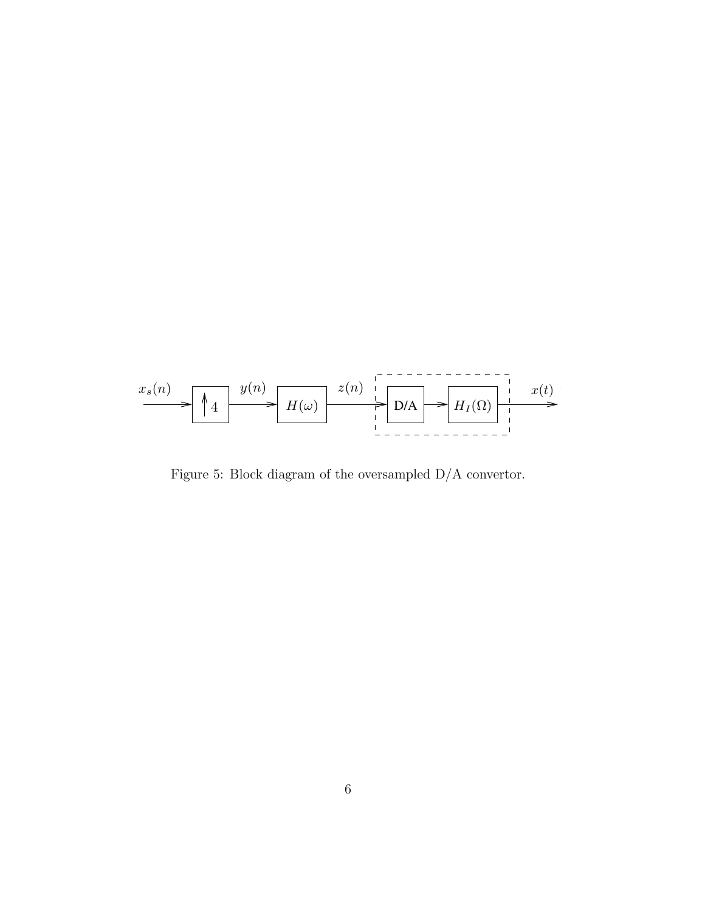$x_s(n)$

$\uparrow 4$

$y(n)$

$H(\omega)$

$z(n)$

D/A

$H_I(\Omega)$

$x(t)$

Figure 5: Block diagram of the oversampled D/A convertor.